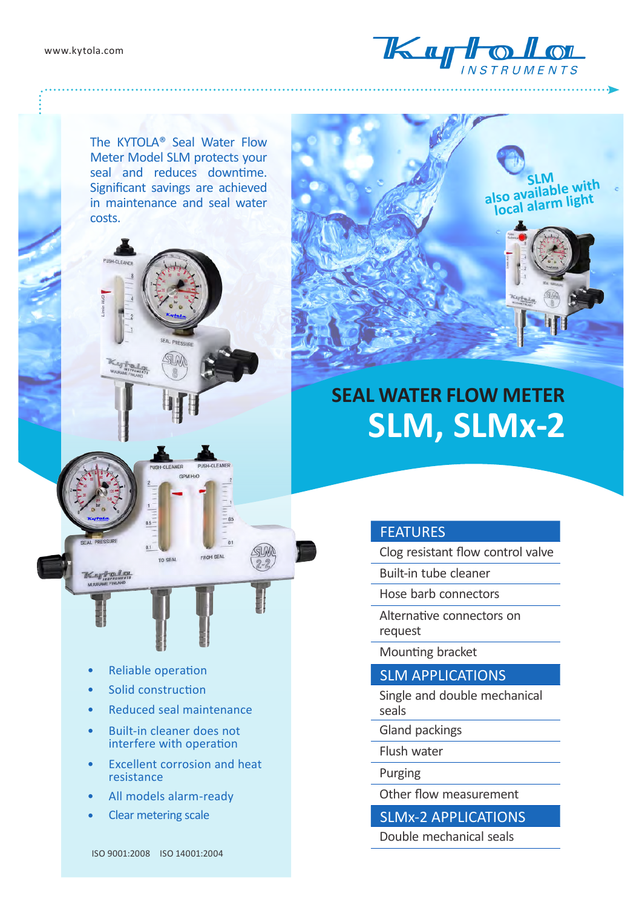www.kytola.com

The KYTOLA® Seal Water Flow Meter Model SLM protects your seal and reduces downtime. Significant savings are achieved in maintenance and seal water costs.

SLM also available with local alarm light

# SEAL WATER FLOW METER

# SLM, SLMx-2

- Reliable operation
- Solid construction
- Reduced seal maintenance
- Built-in cleaner does not interfere with operation
- Excellent corrosion and heat resistance
- All models alarm-ready
- Clear metering scale

ISO 9001:2008 ISO 14001:2004

## FEATURES

- Clog resistant flow control valve
- Built-in tube cleaner
- Hose barb connectors
- Alternative connectors on request
- Mounting bracket

## SLM APPLICATIONS

- Single and double mechanical seals
- Gland packings
- Flush water
- Purging
- Other flow measurement

## SLMx-2 APPLICATIONS

- Double mechanical seals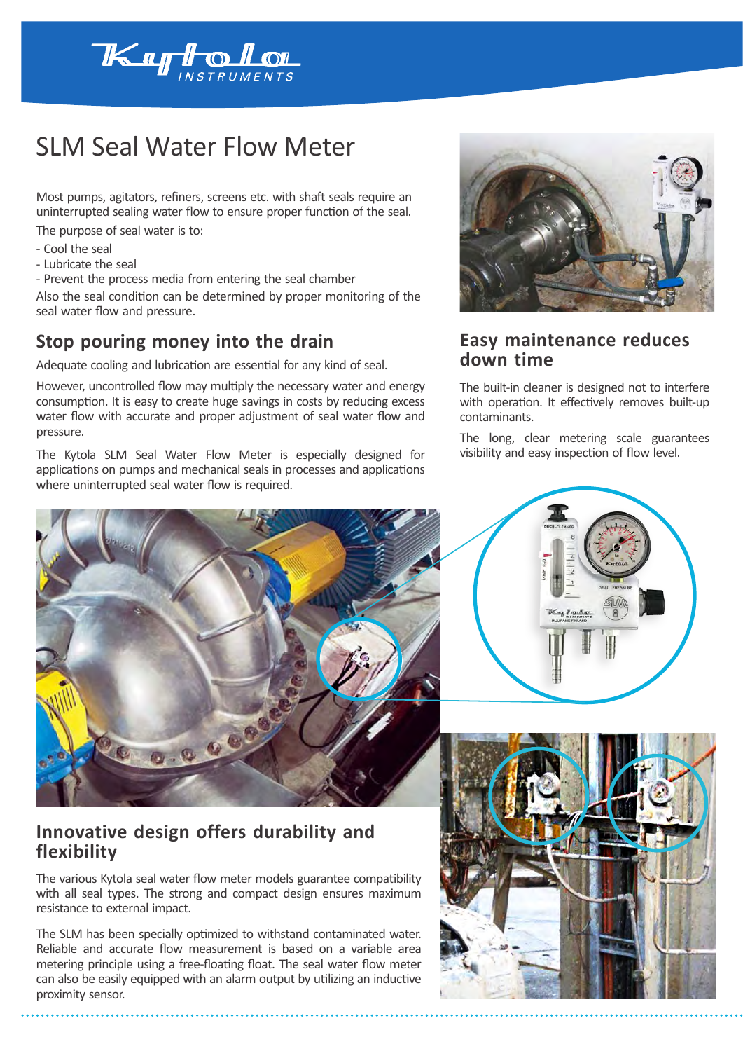# SLM Seal Water Flow Meter

Most pumps, agitators, refiners, screens etc. with shaft seals require an uninterrupted sealing water flow to ensure proper function of the seal.

The purpose of seal water is to:

- Cool the seal
- Lubricate the seal
- Prevent the process media from entering the seal chamber

Also the seal condition can be determined by proper monitoring of the seal water flow and pressure.

## Stop pouring money into the drain

Adequate cooling and lubrication are essential for any kind of seal.

However, uncontrolled flow may multiply the necessary water and energy consumption. It is easy to create huge savings in costs by reducing excess water flow with accurate and proper adjustment of seal water flow and pressure.

The Kytola SLM Seal Water Flow Meter is especially designed for applications on pumps and mechanical seals in processes and applications where uninterrupted seal water flow is required.

## Easy maintenance reduces down time

The built-in cleaner is designed not to interfere with operation. It effectively removes built-up contaminants.

The long, clear metering scale guarantees visibility and easy inspection of flow level.

## Innovative design offers durability and flexibility

The various Kytola seal water flow meter models guarantee compatibility with all seal types. The strong and compact design ensures maximum resistance to external impact.

The SLM has been specially optimized to withstand contaminated water. Reliable and accurate flow measurement is based on a variable area metering principle using a free-floating float. The seal water flow meter can also be easily equipped with an alarm output by utilizing an inductive proximity sensor.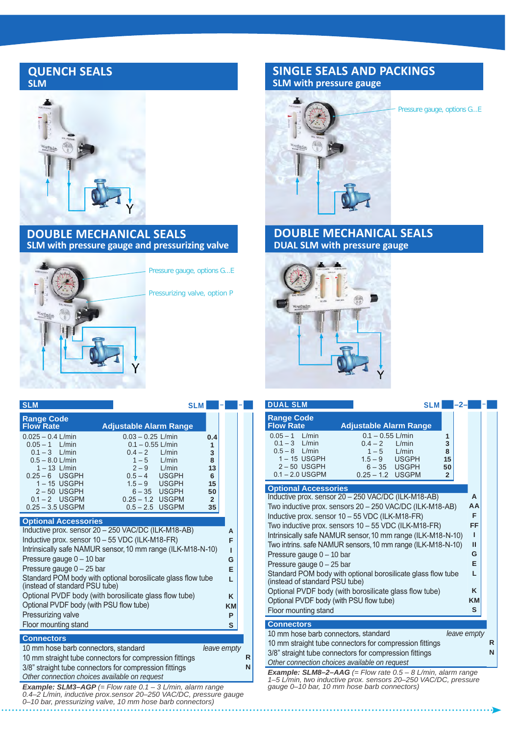## QUENCH SEALS

### SLM

## SINGLE SEALS AND PACKINGS

### SLM with pressure gauge

Pressure gauge, options G...E

## DOUBLE MECHANICAL SEALS

### SLM with pressure gauge and pressurizing valve

Pressure gauge, options G...E

Pressurizing valve, option P

## DOUBLE MECHANICAL SEALS

### DUAL SLM with pressure gauge

### SLM

SLM ▢ – ▢ – ▢

| Range Code Flow Rate | Adjustable Alarm Range | |
|---|---|---|
| 0.025 – 0.4 L/min | 0.03 – 0.25 L/min | 0.4 |
| 0.05 – 1 L/min | 0.1 – 0.55 L/min | 1 |
| 0.1 – 3 L/min | 0.4 – 2 L/min | 3 |
| 0.5 – 8.0 L/min | 1 – 5 L/min | 8 |
| 1 – 13 L/min | 2 – 9 L/min | 13 |
| 0.25 – 6 USGPH | 0.5 – 4 USGPH | 6 |
| 1 – 15 USGPH | 1.5 – 9 USGPH | 15 |
| 2 – 50 USGPH | 6 – 35 USGPH | 50 |
| 0.1 – 2 USGPM | 0.25 – 1.2 USGPM | 2 |
| 0.25 – 3.5 USGPM | 0.5 – 2.5 USGPM | 35 |

| Optional Accessories | |
|---|---|
| Inductive prox. sensor 20 – 250 VAC/DC (ILK-M18-AB) | A |
| Inductive prox. sensor 10 – 55 VDC (ILK-M18-FR) | F |
| Intrinsically safe NAMUR sensor, 10 mm range (ILK-M18-N-10) | I |
| Pressure gauge 0 – 10 bar | G |
| Pressure gauge 0 – 25 bar | E |
| Standard POM body with optional borosilicate glass flow tube (instead of standard PSU tube) | L |
| Optional PVDF body (with borosilicate glass flow tube) | K |
| Optional PVDF body (with PSU flow tube) | KM |
| Pressurizing valve | P |
| Floor mounting stand | S |

| Connectors | |
|---|---|
| 10 mm hose barb connectors, standard | *leave empty* |
| 10 mm straight tube connectors for compression fittings | R |
| 3/8" straight tube connectors for compression fittings | N |
| *Other connection choices available on request* | |

***Example: SLM3–AGP*** *(= Flow rate 0.1 – 3 L/min, alarm range 0.4–2 L/min, inductive prox.sensor 20–250 VAC/DC, pressure gauge 0–10 bar, pressurizing valve, 10 mm hose barb connectors)*

### DUAL SLM

SLM ▢ –2– ▢ – ▢

| Range Code Flow Rate | Adjustable Alarm Range | |
|---|---|---|
| 0.05 – 1 L/min | 0.1 – 0.55 L/min | 1 |
| 0.1 – 3 L/min | 0.4 – 2 L/min | 3 |
| 0.5 – 8 L/min | 1 – 5 L/min | 8 |
| 1 – 15 USGPH | 1.5 – 9 USGPH | 15 |
| 2 – 50 USGPH | 6 – 35 USGPH | 50 |
| 0.1 – 2.0 USGPM | 0.25 – 1.2 USGPM | 2 |

| Optional Accessories | |
|---|---|
| Inductive prox. sensor 20 – 250 VAC/DC (ILK-M18-AB) | A |
| Two inductive prox. sensors 20 – 250 VAC/DC (ILK-M18-AB) | AA |
| Inductive prox. sensor 10 – 55 VDC (ILK-M18-FR) | F |
| Two inductive prox. sensors 10 – 55 VDC (ILK-M18-FR) | FF |
| Intrinsically safe NAMUR sensor, 10 mm range (ILK-M18-N-10) | I |
| Two intrins. safe NAMUR sensors, 10 mm range (ILK-M18-N-10) | II |
| Pressure gauge 0 – 10 bar | G |
| Pressure gauge 0 – 25 bar | E |
| Standard POM body with optional borosilicate glass flow tube (instead of standard PSU tube) | L |
| Optional PVDF body (with borosilicate glass flow tube) | K |
| Optional PVDF body (with PSU flow tube) | KM |
| Floor mounting stand | S |

| Connectors | |
|---|---|
| 10 mm hose barb connectors, standard | *leave empty* |
| 10 mm straight tube connectors for compression fittings | R |
| 3/8" straight tube connectors for compression fittings | N |
| *Other connection choices available on request* | |

***Example: SLM8–2–AGA*** *(= Flow rate 0.5 – 8 L/min, alarm range 1–5 L/min, two inductive prox. sensors 20–250 VAC/DC, pressure gauge 0–10 bar, 10 mm hose barb connectors)*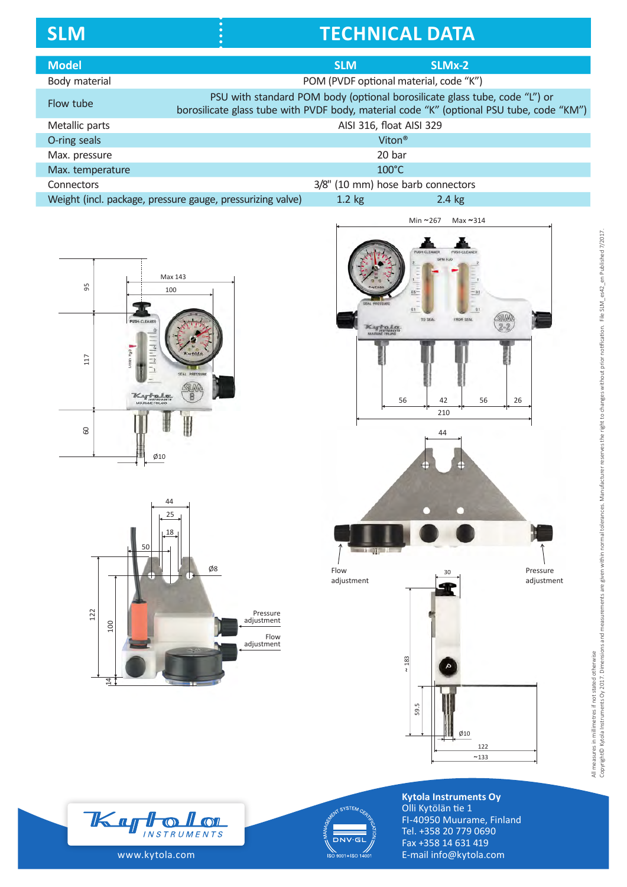# SLM TECHNICAL DATA

| Model | SLM | SLMx-2 |
|---|---|---|
| Body material | POM (PVDF optional material, code "K") | |
| Flow tube | PSU with standard POM body (optional borosilicate glass tube, code "L") or borosilicate glass tube with PVDF body, material code "K" (optional PSU tube, code "KM") | |
| Metallic parts | AISI 316, float AISI 329 | |
| O-ring seals | Viton® | |
| Max. pressure | 20 bar | |
| Max. temperature | 100°C | |
| Connectors | 3/8" (10 mm) hose barb connectors | |
| Weight (incl. package, pressure gauge, pressurizing valve) | 1.2 kg | 2.4 kg |

Max 143
100
95
117
60
Ø10

Min ~267 Max ~314
56 42 56 26
210
44

Flow adjustment
Pressure adjustment

44
25
18
50
Ø8
122
100
14
Pressure adjustment
Flow adjustment

30
~ 183
59.5
Ø10
122
~133

All measures in millimetres if not stated otherwise
Copyright© Kytola Instruments Oy 2017. Dimensions and measurements are given within normal tolerances. Manufacturer reserves the right to changes without prior notification. File SLM_es42_en Published 7/2017.

www.kytola.com

ISO 9001+ISO 14001

**Kytola Instruments Oy**
Olli Kytölän tie 1
FI-40950 Muurame, Finland
Tel. +358 20 779 0690
Fax +358 14 631 419
E-mail info@kytola.com